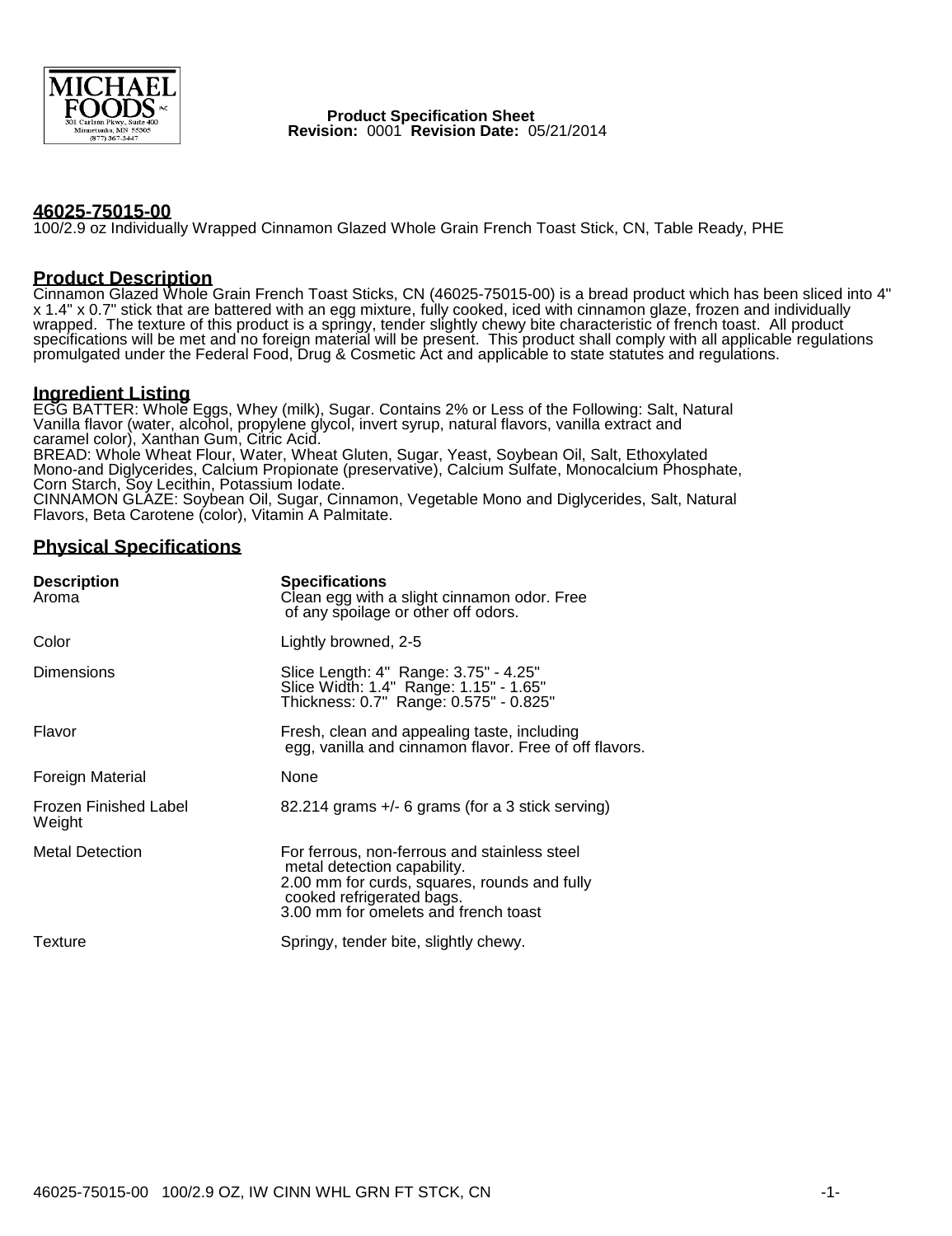MICHAEL FOODS INC
301 Carlson Pkwy., Suite 400
Minnetonka, MN 55305
(877) 367-3447

**Product Specification Sheet**
**Revision:** 0001 **Revision Date:** 05/21/2014

## 46025-75015-00

100/2.9 oz Individually Wrapped Cinnamon Glazed Whole Grain French Toast Stick, CN, Table Ready, PHE

## Product Description

Cinnamon Glazed Whole Grain French Toast Sticks, CN (46025-75015-00) is a bread product which has been sliced into 4" x 1.4" x 0.7" stick that are battered with an egg mixture, fully cooked, iced with cinnamon glaze, frozen and individually wrapped. The texture of this product is a springy, tender slightly chewy bite characteristic of french toast. All product specifications will be met and no foreign material will be present. This product shall comply with all applicable regulations promulgated under the Federal Food, Drug & Cosmetic Act and applicable to state statutes and regulations.

## Ingredient Listing

EGG BATTER: Whole Eggs, Whey (milk), Sugar. Contains 2% or Less of the Following: Salt, Natural Vanilla flavor (water, alcohol, propylene glycol, invert syrup, natural flavors, vanilla extract and caramel color), Xanthan Gum, Citric Acid.
BREAD: Whole Wheat Flour, Water, Wheat Gluten, Sugar, Yeast, Soybean Oil, Salt, Ethoxylated Mono-and Diglycerides, Calcium Propionate (preservative), Calcium Sulfate, Monocalcium Phosphate, Corn Starch, Soy Lecithin, Potassium Iodate.
CINNAMON GLAZE: Soybean Oil, Sugar, Cinnamon, Vegetable Mono and Diglycerides, Salt, Natural Flavors, Beta Carotene (color), Vitamin A Palmitate.

## Physical Specifications

| Description | Specifications |
|---|---|
| Aroma | Clean egg with a slight cinnamon odor. Free of any spoilage or other off odors. |
| Color | Lightly browned, 2-5 |
| Dimensions | Slice Length: 4" Range: 3.75" - 4.25"<br>Slice Width: 1.4" Range: 1.15" - 1.65"<br>Thickness: 0.7" Range: 0.575" - 0.825" |
| Flavor | Fresh, clean and appealing taste, including egg, vanilla and cinnamon flavor. Free of off flavors. |
| Foreign Material | None |
| Frozen Finished Label Weight | 82.214 grams +/- 6 grams (for a 3 stick serving) |
| Metal Detection | For ferrous, non-ferrous and stainless steel metal detection capability.<br>2.00 mm for curds, squares, rounds and fully cooked refrigerated bags.<br>3.00 mm for omelets and french toast |
| Texture | Springy, tender bite, slightly chewy. |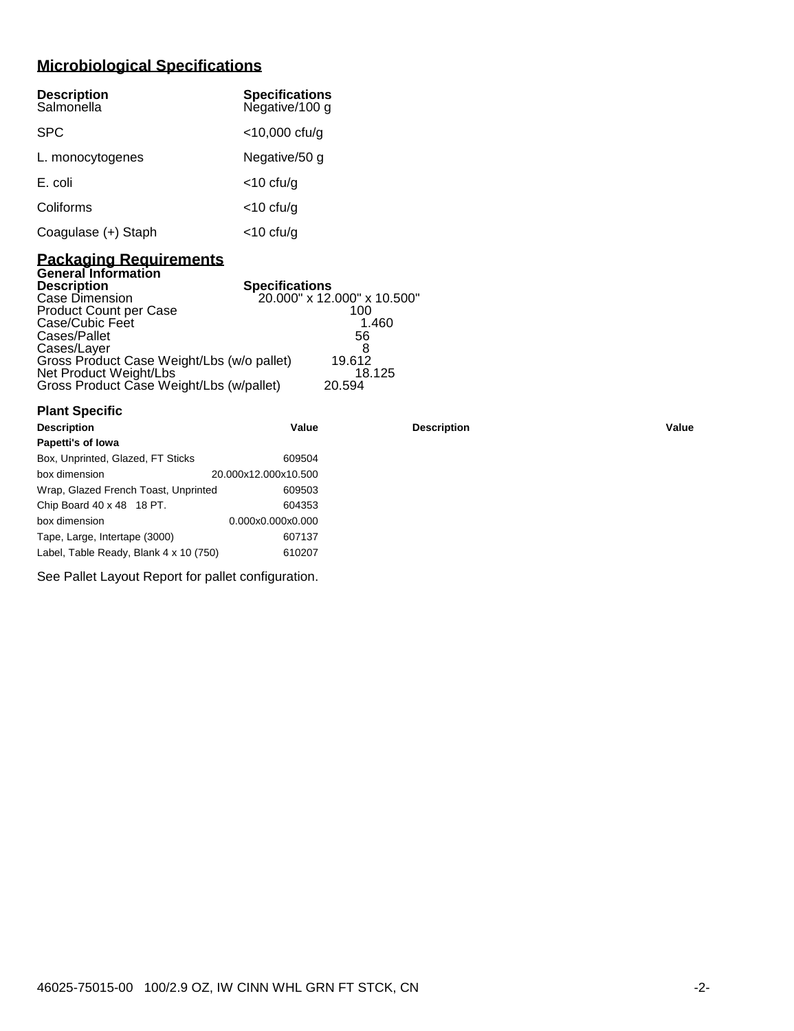## Microbiological Specifications

| Description | Specifications |
|---|---|
| Salmonella | Negative/100 g |
| SPC | <10,000 cfu/g |
| L. monocytogenes | Negative/50 g |
| E. coli | <10 cfu/g |
| Coliforms | <10 cfu/g |
| Coagulase (+) Staph | <10 cfu/g |

## Packaging Requirements

### General Information

| Description | Specifications |
|---|---|
| Case Dimension | 20.000" x 12.000" x 10.500" |
| Product Count per Case | 100 |
| Case/Cubic Feet | 1.460 |
| Cases/Pallet | 56 |
| Cases/Layer | 8 |
| Gross Product Case Weight/Lbs (w/o pallet) | 19.612 |
| Net Product Weight/Lbs | 18.125 |
| Gross Product Case Weight/Lbs (w/pallet) | 20.594 |

### Plant Specific

| Description | Value | Description | Value |
|---|---|---|---|
| **Papetti's of Iowa** | | | |
| Box, Unprinted, Glazed, FT Sticks | 609504 | | |
| box dimension | 20.000x12.000x10.500 | | |
| Wrap, Glazed French Toast, Unprinted | 609503 | | |
| Chip Board 40 x 48 18 PT. | 604353 | | |
| box dimension | 0.000x0.000x0.000 | | |
| Tape, Large, Intertape (3000) | 607137 | | |
| Label, Table Ready, Blank 4 x 10 (750) | 610207 | | |

See Pallet Layout Report for pallet configuration.

46025-75015-00 100/2.9 OZ, IW CINN WHL GRN FT STCK, CN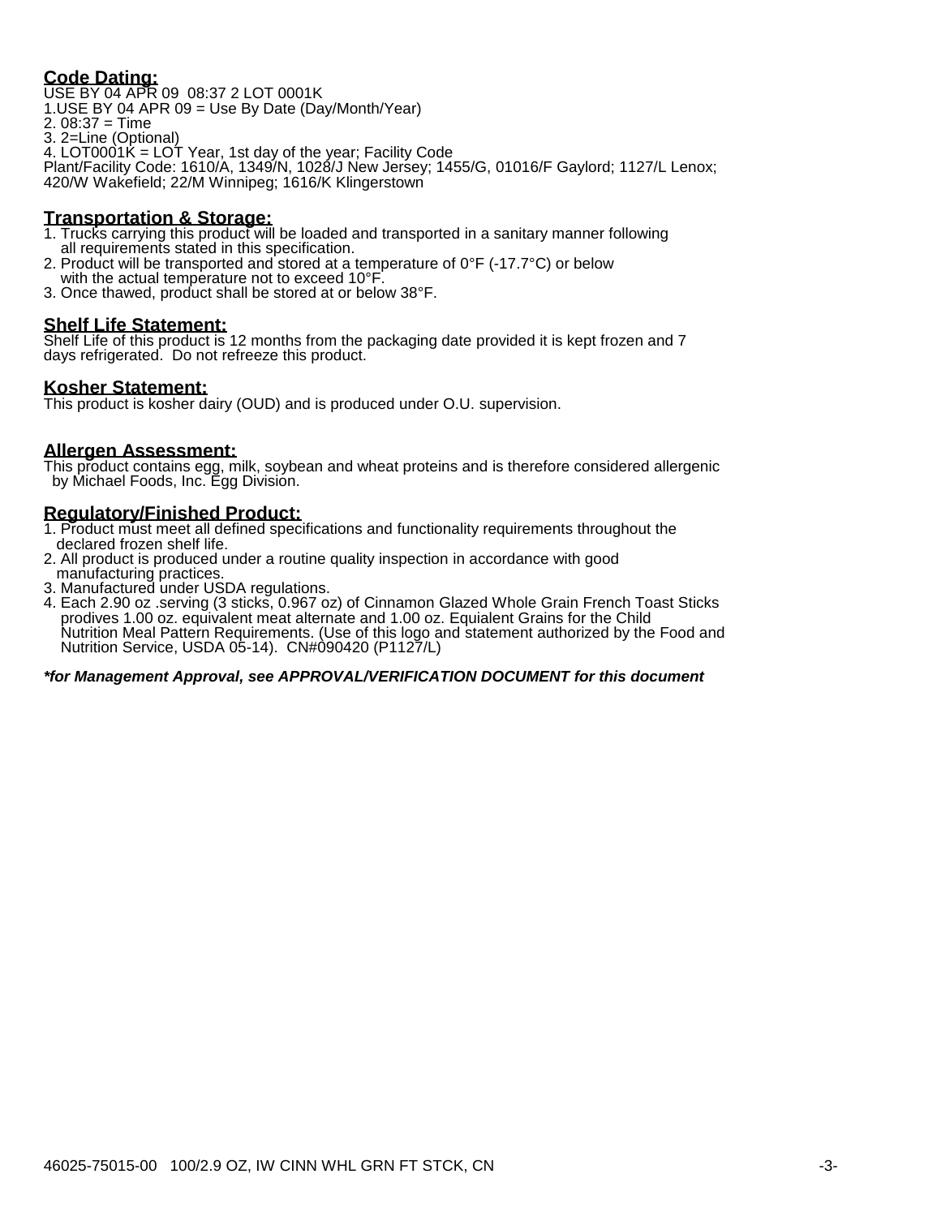**Code Dating:**

USE BY 04 APR 09  08:37 2 LOT 0001K
1.USE BY 04 APR 09 = Use By Date (Day/Month/Year)
2. 08:37 = Time
3. 2=Line (Optional)
4. LOT0001K = LOT Year, 1st day of the year; Facility Code
Plant/Facility Code: 1610/A, 1349/N, 1028/J New Jersey; 1455/G, 01016/F Gaylord; 1127/L Lenox; 420/W Wakefield; 22/M Winnipeg; 1616/K Klingerstown

**Transportation & Storage:**

1. Trucks carrying this product will be loaded and transported in a sanitary manner following all requirements stated in this specification.
2. Product will be transported and stored at a temperature of 0°F (-17.7°C) or below with the actual temperature not to exceed 10°F.
3. Once thawed, product shall be stored at or below 38°F.

**Shelf Life Statement:**

Shelf Life of this product is 12 months from the packaging date provided it is kept frozen and 7 days refrigerated.  Do not refreeze this product.

**Kosher Statement:**

This product is kosher dairy (OUD) and is produced under O.U. supervision.

**Allergen Assessment:**

This product contains egg, milk, soybean and wheat proteins and is therefore considered allergenic by Michael Foods, Inc. Egg Division.

**Regulatory/Finished Product:**

1. Product must meet all defined specifications and functionality requirements throughout the declared frozen shelf life.
2. All product is produced under a routine quality inspection in accordance with good manufacturing practices.
3. Manufactured under USDA regulations.
4. Each 2.90 oz .serving (3 sticks, 0.967 oz) of Cinnamon Glazed Whole Grain French Toast Sticks prodives 1.00 oz. equivalent meat alternate and 1.00 oz. Equialent Grains for the Child Nutrition Meal Pattern Requirements. (Use of this logo and statement authorized by the Food and Nutrition Service, USDA 05-14).  CN#090420 (P1127/L)

***for Management Approval, see APPROVAL/VERIFICATION DOCUMENT for this document***

46025-75015-00   100/2.9 OZ, IW CINN WHL GRN FT STCK, CN